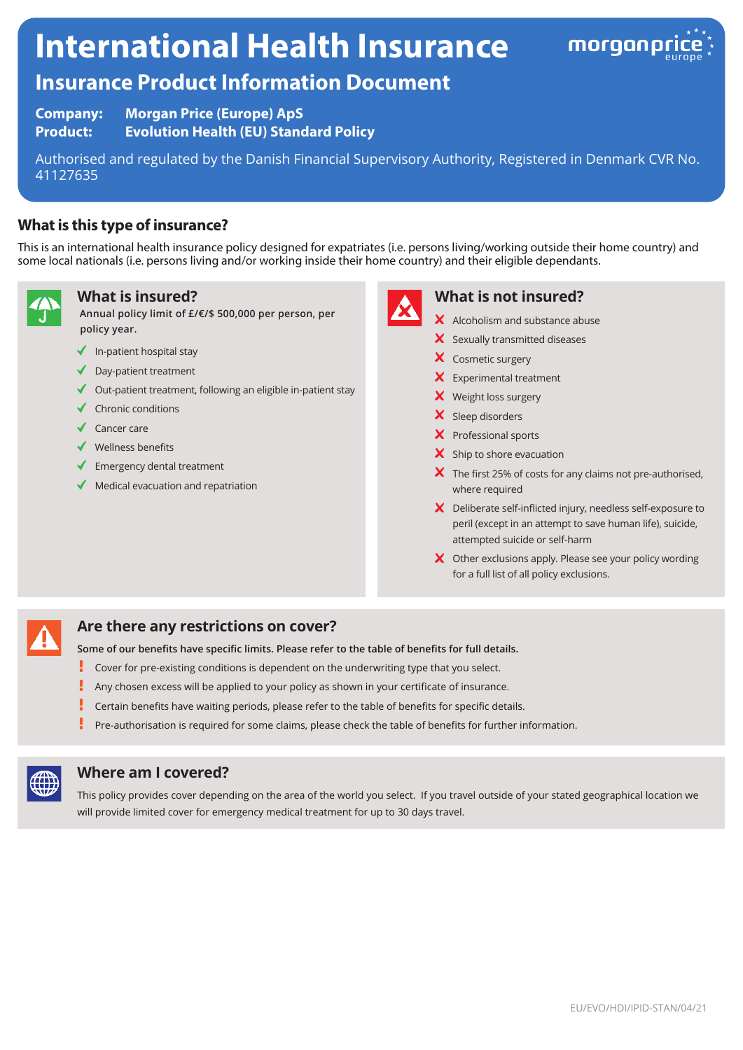# International Health Insurance

## Insurance Product Information Document

**Company:** Morgan Price (Europe) ApS
**Product:** Evolution Health (EU) Standard Policy

Authorised and regulated by the Danish Financial Supervisory Authority, Registered in Denmark CVR No. 41127635

## What is this type of insurance?

This is an international health insurance policy designed for expatriates (i.e. persons living/working outside their home country) and some local nationals (i.e. persons living and/or working inside their home country) and their eligible dependants.

## What is insured?

**Annual policy limit of £/€/$ 500,000 per person, per policy year.**

- ✓ In-patient hospital stay
- ✓ Day-patient treatment
- ✓ Out-patient treatment, following an eligible in-patient stay
- ✓ Chronic conditions
- ✓ Cancer care
- ✓ Wellness benefits
- ✓ Emergency dental treatment
- ✓ Medical evacuation and repatriation

## What is not insured?

- ✗ Alcoholism and substance abuse
- ✗ Sexually transmitted diseases
- ✗ Cosmetic surgery
- ✗ Experimental treatment
- ✗ Weight loss surgery
- ✗ Sleep disorders
- ✗ Professional sports
- ✗ Ship to shore evacuation
- ✗ The first 25% of costs for any claims not pre-authorised, where required
- ✗ Deliberate self-inflicted injury, needless self-exposure to peril (except in an attempt to save human life), suicide, attempted suicide or self-harm
- ✗ Other exclusions apply. Please see your policy wording for a full list of all policy exclusions.

## Are there any restrictions on cover?

**Some of our benefits have specific limits. Please refer to the table of benefits for full details.**

- ! Cover for pre-existing conditions is dependent on the underwriting type that you select.
- ! Any chosen excess will be applied to your policy as shown in your certificate of insurance.
- ! Certain benefits have waiting periods, please refer to the table of benefits for specific details.
- ! Pre-authorisation is required for some claims, please check the table of benefits for further information.

## Where am I covered?

This policy provides cover depending on the area of the world you select. If you travel outside of your stated geographical location we will provide limited cover for emergency medical treatment for up to 30 days travel.

EU/EVO/HDI/IPID-STAN/04/21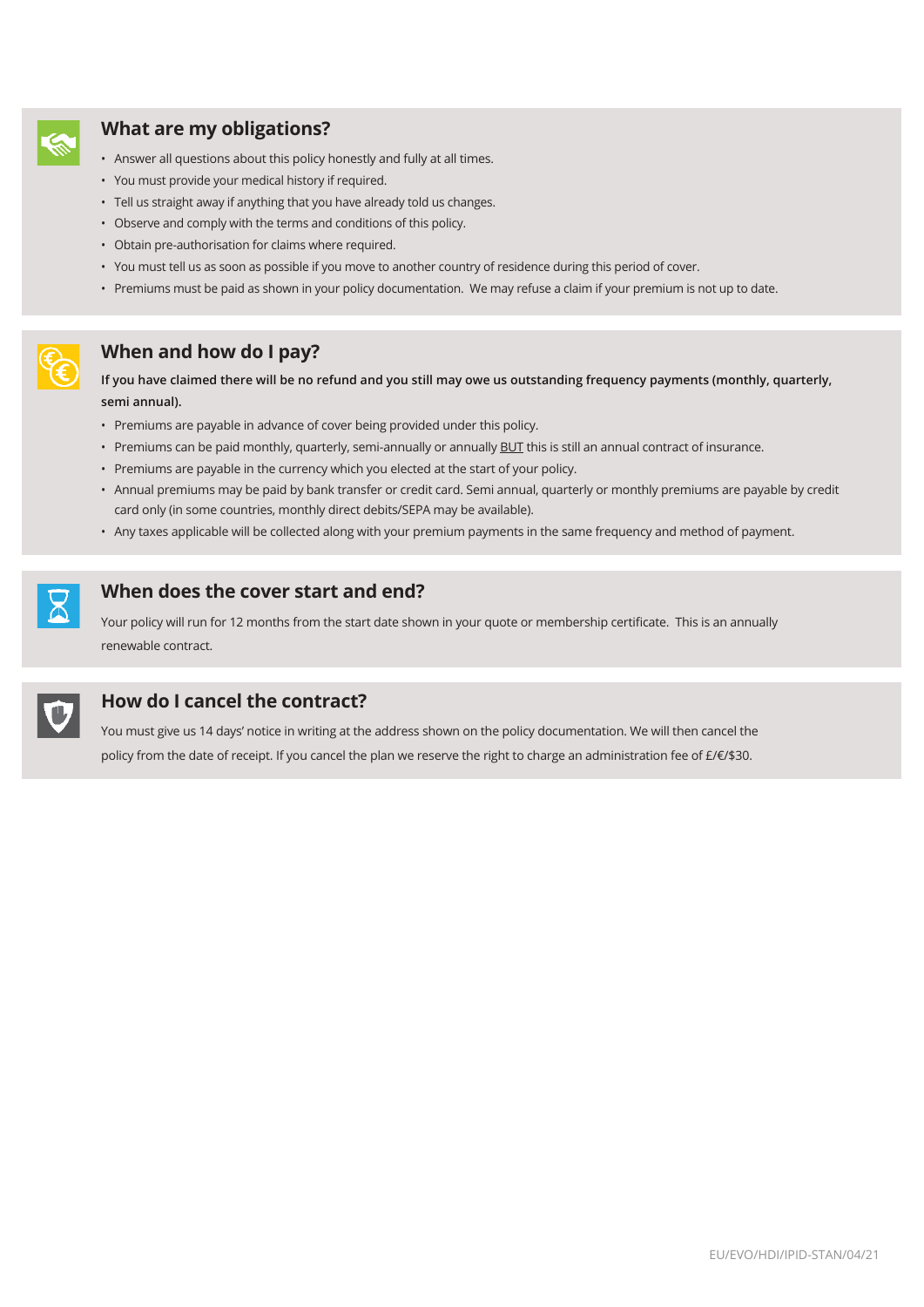## What are my obligations?

- Answer all questions about this policy honestly and fully at all times.
- You must provide your medical history if required.
- Tell us straight away if anything that you have already told us changes.
- Observe and comply with the terms and conditions of this policy.
- Obtain pre-authorisation for claims where required.
- You must tell us as soon as possible if you move to another country of residence during this period of cover.
- Premiums must be paid as shown in your policy documentation. We may refuse a claim if your premium is not up to date.

## When and how do I pay?

**If you have claimed there will be no refund and you still may owe us outstanding frequency payments (monthly, quarterly, semi annual).**

- Premiums are payable in advance of cover being provided under this policy.
- Premiums can be paid monthly, quarterly, semi-annually or annually BUT this is still an annual contract of insurance.
- Premiums are payable in the currency which you elected at the start of your policy.
- Annual premiums may be paid by bank transfer or credit card. Semi annual, quarterly or monthly premiums are payable by credit card only (in some countries, monthly direct debits/SEPA may be available).
- Any taxes applicable will be collected along with your premium payments in the same frequency and method of payment.

## When does the cover start and end?

Your policy will run for 12 months from the start date shown in your quote or membership certificate. This is an annually renewable contract.

## How do I cancel the contract?

You must give us 14 days' notice in writing at the address shown on the policy documentation. We will then cancel the policy from the date of receipt. If you cancel the plan we reserve the right to charge an administration fee of £/€/$30.

EU/EVO/HDI/IPID-STAN/04/21